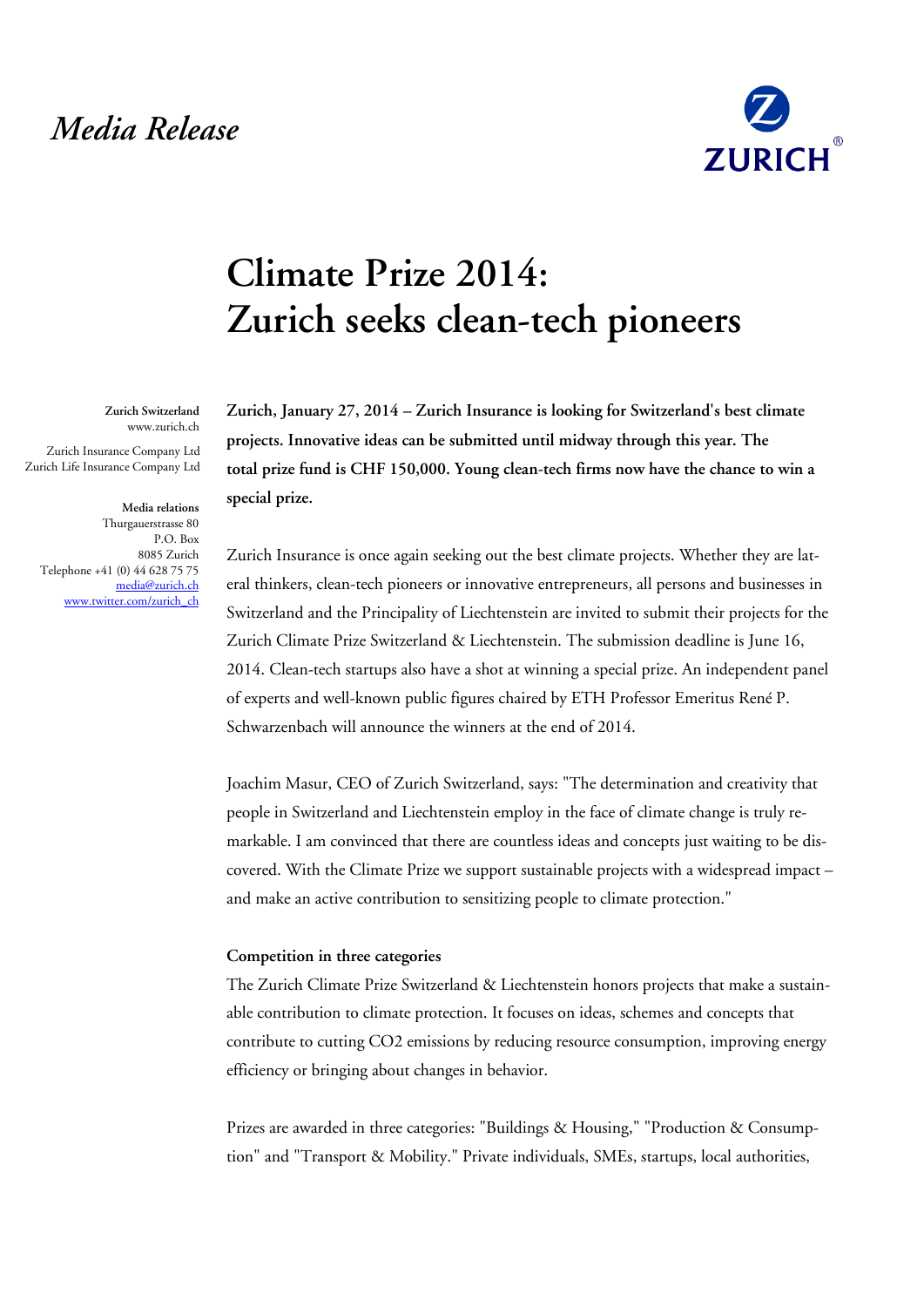*Media Release*

# Climate Prize 2014: Zurich seeks clean-tech pioneers

**Zurich Switzerland**
www.zurich.ch

Zurich Insurance Company Ltd
Zurich Life Insurance Company Ltd

**Media relations**
Thurgauerstrasse 80
P.O. Box
8085 Zurich
Telephone +41 (0) 44 628 75 75
media@zurich.ch
www.twitter.com/zurich_ch

**Zurich, January 27, 2014 – Zurich Insurance is looking for Switzerland's best climate projects. Innovative ideas can be submitted until midway through this year. The total prize fund is CHF 150,000. Young clean-tech firms now have the chance to win a special prize.**

Zurich Insurance is once again seeking out the best climate projects. Whether they are lateral thinkers, clean-tech pioneers or innovative entrepreneurs, all persons and businesses in Switzerland and the Principality of Liechtenstein are invited to submit their projects for the Zurich Climate Prize Switzerland & Liechtenstein. The submission deadline is June 16, 2014. Clean-tech startups also have a shot at winning a special prize. An independent panel of experts and well-known public figures chaired by ETH Professor Emeritus René P. Schwarzenbach will announce the winners at the end of 2014.

Joachim Masur, CEO of Zurich Switzerland, says: "The determination and creativity that people in Switzerland and Liechtenstein employ in the face of climate change is truly remarkable. I am convinced that there are countless ideas and concepts just waiting to be discovered. With the Climate Prize we support sustainable projects with a widespread impact – and make an active contribution to sensitizing people to climate protection."

**Competition in three categories**

The Zurich Climate Prize Switzerland & Liechtenstein honors projects that make a sustainable contribution to climate protection. It focuses on ideas, schemes and concepts that contribute to cutting $CO_2$ emissions by reducing resource consumption, improving energy efficiency or bringing about changes in behavior.

Prizes are awarded in three categories: "Buildings & Housing," "Production & Consumption" and "Transport & Mobility." Private individuals, SMEs, startups, local authorities,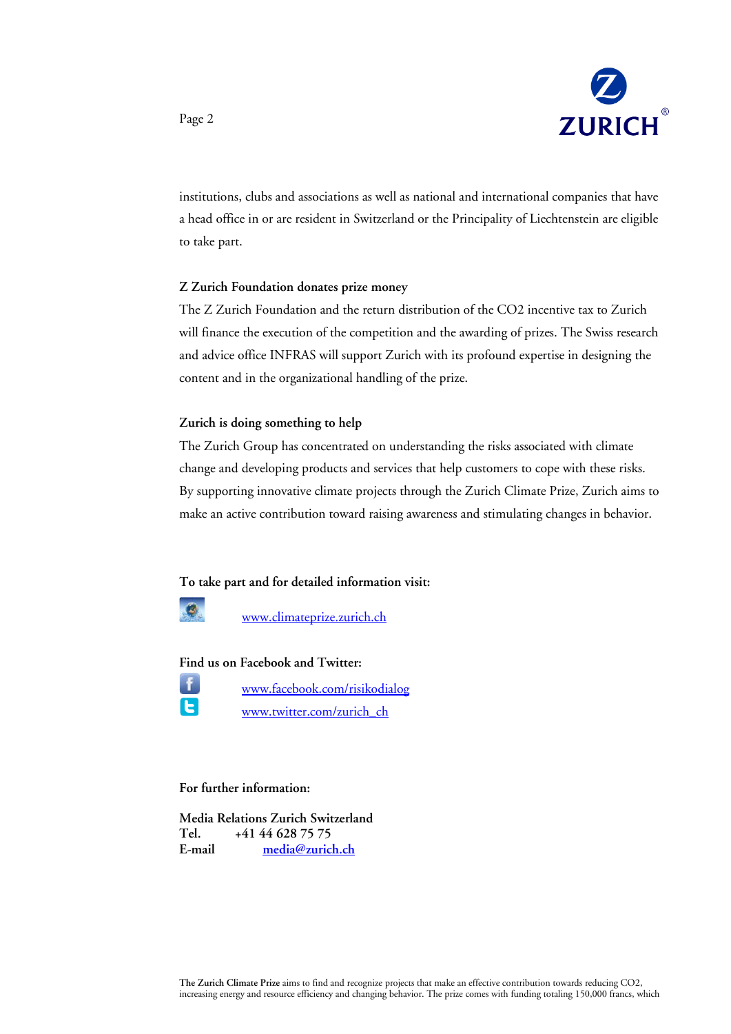institutions, clubs and associations as well as national and international companies that have a head office in or are resident in Switzerland or the Principality of Liechtenstein are eligible to take part.

**Z Zurich Foundation donates prize money**

The Z Zurich Foundation and the return distribution of the CO2 incentive tax to Zurich will finance the execution of the competition and the awarding of prizes. The Swiss research and advice office INFRAS will support Zurich with its profound expertise in designing the content and in the organizational handling of the prize.

**Zurich is doing something to help**

The Zurich Group has concentrated on understanding the risks associated with climate change and developing products and services that help customers to cope with these risks. By supporting innovative climate projects through the Zurich Climate Prize, Zurich aims to make an active contribution toward raising awareness and stimulating changes in behavior.

**To take part and for detailed information visit:**

www.climateprize.zurich.ch

**Find us on Facebook and Twitter:**

www.facebook.com/risikodialog

www.twitter.com/zurich_ch

**For further information:**

**Media Relations Zurich Switzerland**
**Tel.** **+41 44 628 75 75**
**E-mail** **media@zurich.ch**

**The Zurich Climate Prize** aims to find and recognize projects that make an effective contribution towards reducing CO2, increasing energy and resource efficiency and changing behavior. The prize comes with funding totaling 150,000 francs, which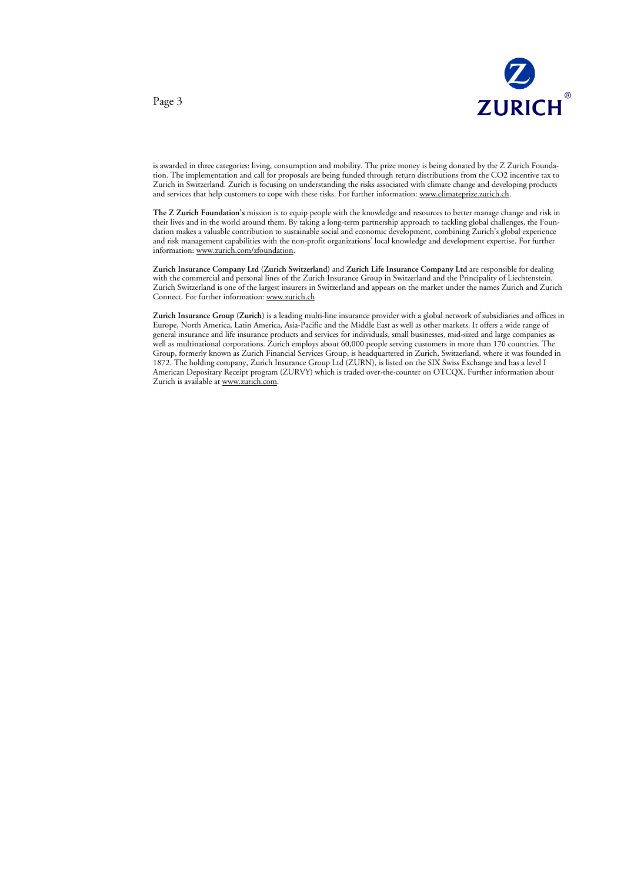is awarded in three categories: living, consumption and mobility. The prize money is being donated by the Z Zurich Foundation. The implementation and call for proposals are being funded through return distributions from the $CO_2$ incentive tax to Zurich in Switzerland. Zurich is focusing on understanding the risks associated with climate change and developing products and services that help customers to cope with these risks. For further information: www.climateprize.zurich.ch.

**The Z Zurich Foundation's** mission is to equip people with the knowledge and resources to better manage change and risk in their lives and in the world around them. By taking a long-term partnership approach to tackling global challenges, the Foundation makes a valuable contribution to sustainable social and economic development, combining Zurich's global experience and risk management capabilities with the non-profit organizations' local knowledge and development expertise. For further information: www.zurich.com/zfoundation.

**Zurich Insurance Company Ltd** (**Zurich Switzerland**) and **Zurich Life Insurance Company Ltd** are responsible for dealing with the commercial and personal lines of the Zurich Insurance Group in Switzerland and the Principality of Liechtenstein. Zurich Switzerland is one of the largest insurers in Switzerland and appears on the market under the names Zurich and Zurich Connect. For further information: www.zurich.ch

**Zurich Insurance Group** (**Zurich**) is a leading multi-line insurance provider with a global network of subsidiaries and offices in Europe, North America, Latin America, Asia-Pacific and the Middle East as well as other markets. It offers a wide range of general insurance and life insurance products and services for individuals, small businesses, mid-sized and large companies as well as multinational corporations. Zurich employs about 60,000 people serving customers in more than 170 countries. The Group, formerly known as Zurich Financial Services Group, is headquartered in Zurich, Switzerland, where it was founded in 1872. The holding company, Zurich Insurance Group Ltd (ZURN), is listed on the SIX Swiss Exchange and has a level I American Depositary Receipt program (ZURVY) which is traded over-the-counter on OTCQX. Further information about Zurich is available at www.zurich.com.